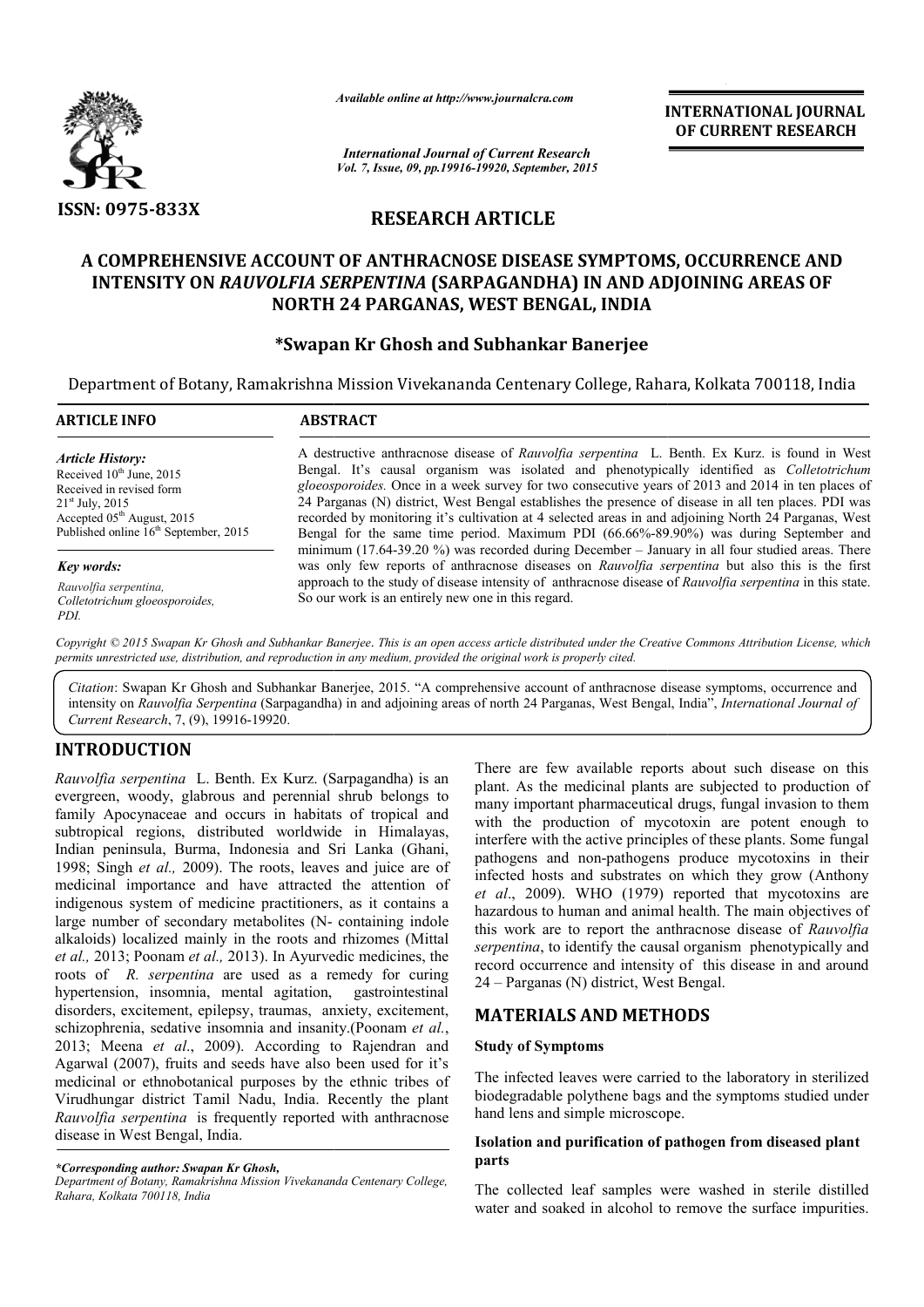*Available online at http://www.journalcra.com*

*International Journal of Current Research*
*Vol. 7, Issue, 09, pp.19916-19920, September, 2015*

**INTERNATIONAL JOURNAL OF CURRENT RESEARCH**

ISSN: 0975-833X

## RESEARCH ARTICLE

# A COMPREHENSIVE ACCOUNT OF ANTHRACNOSE DISEASE SYMPTOMS, OCCURRENCE AND INTENSITY ON *RAUVOLFIA SERPENTINA* (SARPAGANDHA) IN AND ADJOINING AREAS OF NORTH 24 PARGANAS, WEST BENGAL, INDIA

**\*Swapan Kr Ghosh and Subhankar Banerjee**

Department of Botany, Ramakrishna Mission Vivekananda Centenary College, Rahara, Kolkata 700118, India

### ARTICLE INFO

*Article History:*
Received 10th June, 2015
Received in revised form
21st July, 2015
Accepted 05th August, 2015
Published online 16th September, 2015

*Key words:*
*Rauvolfia serpentina,*
*Colletotrichum gloeosporoides,*
*PDI.*

### ABSTRACT

A destructive anthracnose disease of *Rauvolfia serpentina* L. Benth. Ex Kurz. is found in West Bengal. It's causal organism was isolated and phenotypically identified as *Colletotrichum gloeosporoides.* Once in a week survey for two consecutive years of 2013 and 2014 in ten places of 24 Parganas (N) district, West Bengal establishes the presence of disease in all ten places. PDI was recorded by monitoring it's cultivation at 4 selected areas in and adjoining North 24 Parganas, West Bengal for the same time period. Maximum PDI (66.66%-89.90%) was during September and minimum (17.64-39.20 %) was recorded during December – January in all four studied areas. There was only few reports of anthracnose diseases on *Rauvolfia serpentina* but also this is the first approach to the study of disease intensity of anthracnose disease of *Rauvolfia serpentina* in this state. So our work is an entirely new one in this regard.

*Copyright © 2015 Swapan Kr Ghosh and Subhankar Banerjee. This is an open access article distributed under the Creative Commons Attribution License, which permits unrestricted use, distribution, and reproduction in any medium, provided the original work is properly cited.*

*Citation*: Swapan Kr Ghosh and Subhankar Banerjee, 2015. "A comprehensive account of anthracnose disease symptoms, occurrence and intensity on *Rauvolfia Serpentina* (Sarpagandha) in and adjoining areas of north 24 Parganas, West Bengal, India", *International Journal of Current Research*, 7, (9), 19916-19920.

## INTRODUCTION

*Rauvolfia serpentina* L. Benth. Ex Kurz. (Sarpagandha) is an evergreen, woody, glabrous and perennial shrub belongs to family Apocynaceae and occurs in habitats of tropical and subtropical regions, distributed worldwide in Himalayas, Indian peninsula, Burma, Indonesia and Sri Lanka (Ghani, 1998; Singh *et al.,* 2009). The roots, leaves and juice are of medicinal importance and have attracted the attention of indigenous system of medicine practitioners, as it contains a large number of secondary metabolites (N- containing indole alkaloids) localized mainly in the roots and rhizomes (Mittal *et al.,* 2013; Poonam *et al.,* 2013). In Ayurvedic medicines, the roots of *R. serpentina* are used as a remedy for curing hypertension, insomnia, mental agitation, gastrointestinal disorders, excitement, epilepsy, traumas, anxiety, excitement, schizophrenia, sedative insomnia and insanity.(Poonam *et al.*, 2013; Meena *et al*., 2009). According to Rajendran and Agarwal (2007), fruits and seeds have also been used for it's medicinal or ethnobotanical purposes by the ethnic tribes of Virudhungar district Tamil Nadu, India. Recently the plant *Rauvolfia serpentina* is frequently reported with anthracnose disease in West Bengal, India.

There are few available reports about such disease on this plant. As the medicinal plants are subjected to production of many important pharmaceutical drugs, fungal invasion to them with the production of mycotoxin are potent enough to interfere with the active principles of these plants. Some fungal pathogens and non-pathogens produce mycotoxins in their infected hosts and substrates on which they grow (Anthony *et al*., 2009). WHO (1979) reported that mycotoxins are hazardous to human and animal health. The main objectives of this work are to report the anthracnose disease of *Rauvolfia serpentina*, to identify the causal organism phenotypically and record occurrence and intensity of this disease in and around 24 – Parganas (N) district, West Bengal.

## MATERIALS AND METHODS

### Study of Symptoms

The infected leaves were carried to the laboratory in sterilized biodegradable polythene bags and the symptoms studied under hand lens and simple microscope.

### Isolation and purification of pathogen from diseased plant parts

The collected leaf samples were washed in sterile distilled water and soaked in alcohol to remove the surface impurities.

*\*Corresponding author: Swapan Kr Ghosh,*
*Department of Botany, Ramakrishna Mission Vivekananda Centenary College, Rahara, Kolkata 700118, India*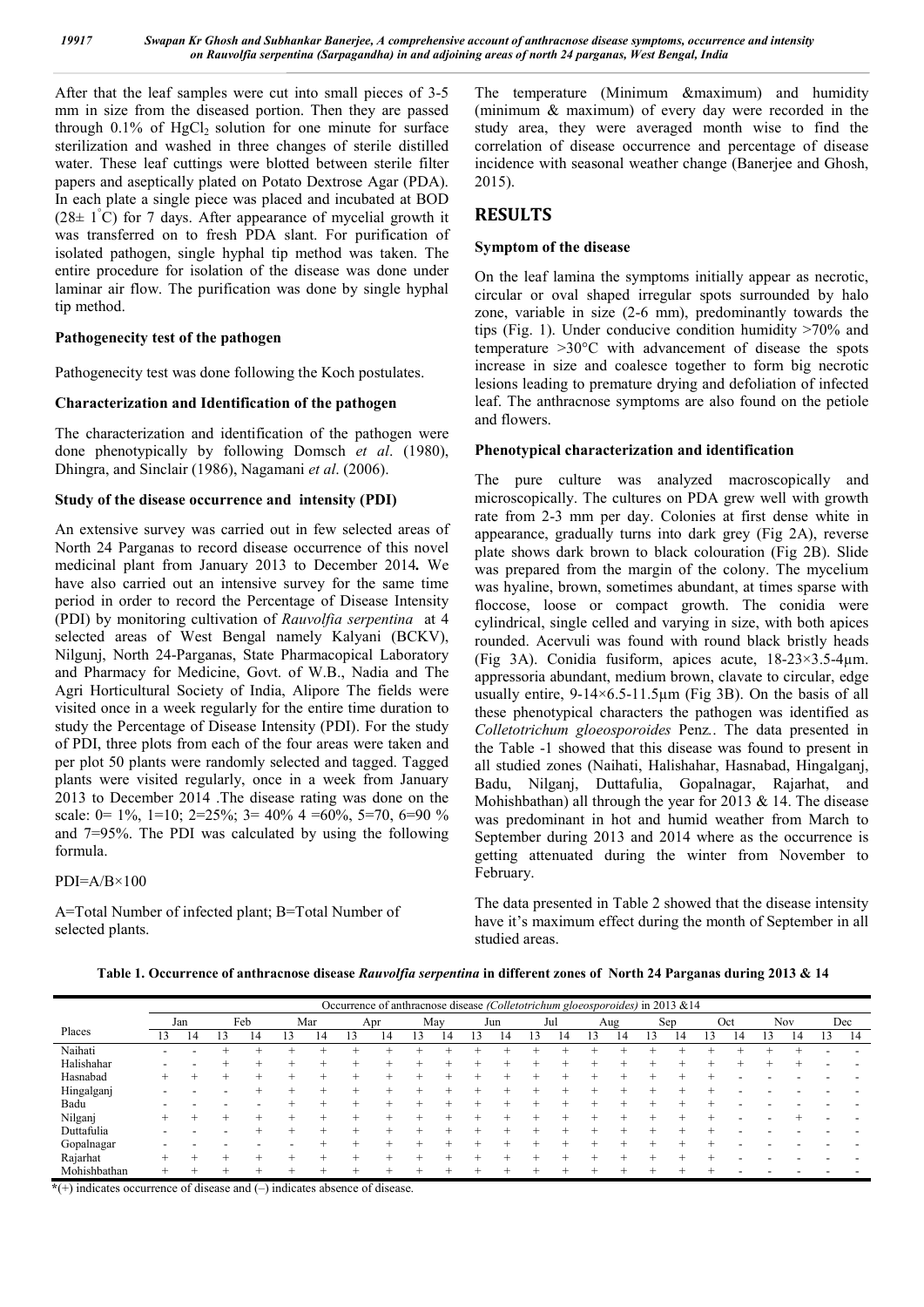After that the leaf samples were cut into small pieces of 3-5 mm in size from the diseased portion. Then they are passed through 0.1% of $HgCl_2$ solution for one minute for surface sterilization and washed in three changes of sterile distilled water. These leaf cuttings were blotted between sterile filter papers and aseptically plated on Potato Dextrose Agar (PDA). In each plate a single piece was placed and incubated at BOD ($28\pm 1^{\circ}$C) for 7 days. After appearance of mycelial growth it was transferred on to fresh PDA slant. For purification of isolated pathogen, single hyphal tip method was taken. The entire procedure for isolation of the disease was done under laminar air flow. The purification was done by single hyphal tip method.

**Pathogenecity test of the pathogen**

Pathogenecity test was done following the Koch postulates.

**Characterization and Identification of the pathogen**

The characterization and identification of the pathogen were done phenotypically by following Domsch *et al*. (1980), Dhingra, and Sinclair (1986), Nagamani *et al*. (2006).

**Study of the disease occurrence and intensity (PDI)**

An extensive survey was carried out in few selected areas of North 24 Parganas to record disease occurrence of this novel medicinal plant from January 2013 to December 2014**.** We have also carried out an intensive survey for the same time period in order to record the Percentage of Disease Intensity (PDI) by monitoring cultivation of *Rauvolfia serpentina* at 4 selected areas of West Bengal namely Kalyani (BCKV), Nilgunj, North 24-Parganas, State Pharmacopical Laboratory and Pharmacy for Medicine, Govt. of W.B., Nadia and The Agri Horticultural Society of India, Alipore The fields were visited once in a week regularly for the entire time duration to study the Percentage of Disease Intensity (PDI). For the study of PDI, three plots from each of the four areas were taken and per plot 50 plants were randomly selected and tagged. Tagged plants were visited regularly, once in a week from January 2013 to December 2014 .The disease rating was done on the scale: 0= 1%, 1=10; 2=25%; 3= 40% 4 =60%, 5=70, 6=90 % and 7=95%. The PDI was calculated by using the following formula.

$$PDI=A/B\times100$$

A=Total Number of infected plant; B=Total Number of selected plants.

The temperature (Minimum &maximum) and humidity (minimum & maximum) of every day were recorded in the study area, they were averaged month wise to find the correlation of disease occurrence and percentage of disease incidence with seasonal weather change (Banerjee and Ghosh, 2015).

## RESULTS

**Symptom of the disease**

On the leaf lamina the symptoms initially appear as necrotic, circular or oval shaped irregular spots surrounded by halo zone, variable in size (2-6 mm), predominantly towards the tips (Fig. 1). Under conducive condition humidity >70% and temperature >30°C with advancement of disease the spots increase in size and coalesce together to form big necrotic lesions leading to premature drying and defoliation of infected leaf. The anthracnose symptoms are also found on the petiole and flowers.

**Phenotypical characterization and identification**

The pure culture was analyzed macroscopically and microscopically. The cultures on PDA grew well with growth rate from 2-3 mm per day. Colonies at first dense white in appearance, gradually turns into dark grey (Fig 2A), reverse plate shows dark brown to black colouration (Fig 2B). Slide was prepared from the margin of the colony. The mycelium was hyaline, brown, sometimes abundant, at times sparse with floccose, loose or compact growth. The conidia were cylindrical, single celled and varying in size, with both apices rounded. Acervuli was found with round black bristly heads (Fig 3A). Conidia fusiform, apices acute, 18-23×3.5-4µm. appressoria abundant, medium brown, clavate to circular, edge usually entire, 9-14×6.5-11.5µm (Fig 3B). On the basis of all these phenotypical characters the pathogen was identified as *Colletotrichum gloeosporoides* Penz.. The data presented in the Table -1 showed that this disease was found to present in all studied zones (Naihati, Halishahar, Hasnabad, Hingalganj, Badu, Nilganj, Duttafulia, Gopalnagar, Rajarhat, and Mohishbathan) all through the year for 2013 & 14. The disease was predominant in hot and humid weather from March to September during 2013 and 2014 where as the occurrence is getting attenuated during the winter from November to February.

The data presented in Table 2 showed that the disease intensity have it's maximum effect during the month of September in all studied areas.

**Table 1. Occurrence of anthracnose disease *Rauvolfia serpentina* in different zones of North 24 Parganas during 2013 & 14**

| Places | Occurrence of anthracnose disease *(Colletotrichum gloeosporoides)* in 2013 &14 | | | | | | | | | | | | | | | | | | | | | | | |
|---|---|---|---|---|---|---|---|---|---|---|---|---|---|---|---|---|---|---|---|---|---|---|---|---|
| | Jan | | Feb | | Mar | | Apr | | May | | Jun | | Jul | | Aug | | Sep | | Oct | | Nov | | Dec | |
| | 13 | 14 | 13 | 14 | 13 | 14 | 13 | 14 | 13 | 14 | 13 | 14 | 13 | 14 | 13 | 14 | 13 | 14 | 13 | 14 | 13 | 14 | 13 | 14 |
| Naihati | - | - | + | + | + | + | + | + | + | + | + | + | + | + | + | + | + | + | + | + | + | + | - | - |
| Halishahar | - | - | + | + | + | + | + | + | + | + | + | + | + | + | + | + | + | + | + | + | + | + | - | - |
| Hasnabad | + | + | + | + | + | + | + | + | + | + | + | + | + | + | + | + | + | + | + | - | - | - | - | - |
| Hingalganj | - | - | - | + | + | + | + | + | + | + | + | + | + | + | + | + | + | + | + | - | - | - | - | - |
| Badu | - | - | - | - | + | + | + | + | + | + | + | + | + | + | + | + | + | + | + | - | - | - | - | - |
| Nilganj | + | + | + | + | + | + | + | + | + | + | + | + | + | + | + | + | + | + | + | - | - | + | - | - |
| Duttafulia | - | - | - | + | + | + | + | + | + | + | + | + | + | + | + | + | + | + | + | - | - | - | - | - |
| Gopalnagar | - | - | - | - | - | + | + | + | + | + | + | + | + | + | + | + | + | + | + | - | - | - | - | - |
| Rajarhat | + | + | + | + | + | + | + | + | + | + | + | + | + | + | + | + | + | + | + | - | - | - | - | - |
| Mohishbathan | + | + | + | + | + | + | + | + | + | + | + | + | + | + | + | + | + | + | + | - | - | - | - | - |

**\***(+) indicates occurrence of disease and (–) indicates absence of disease.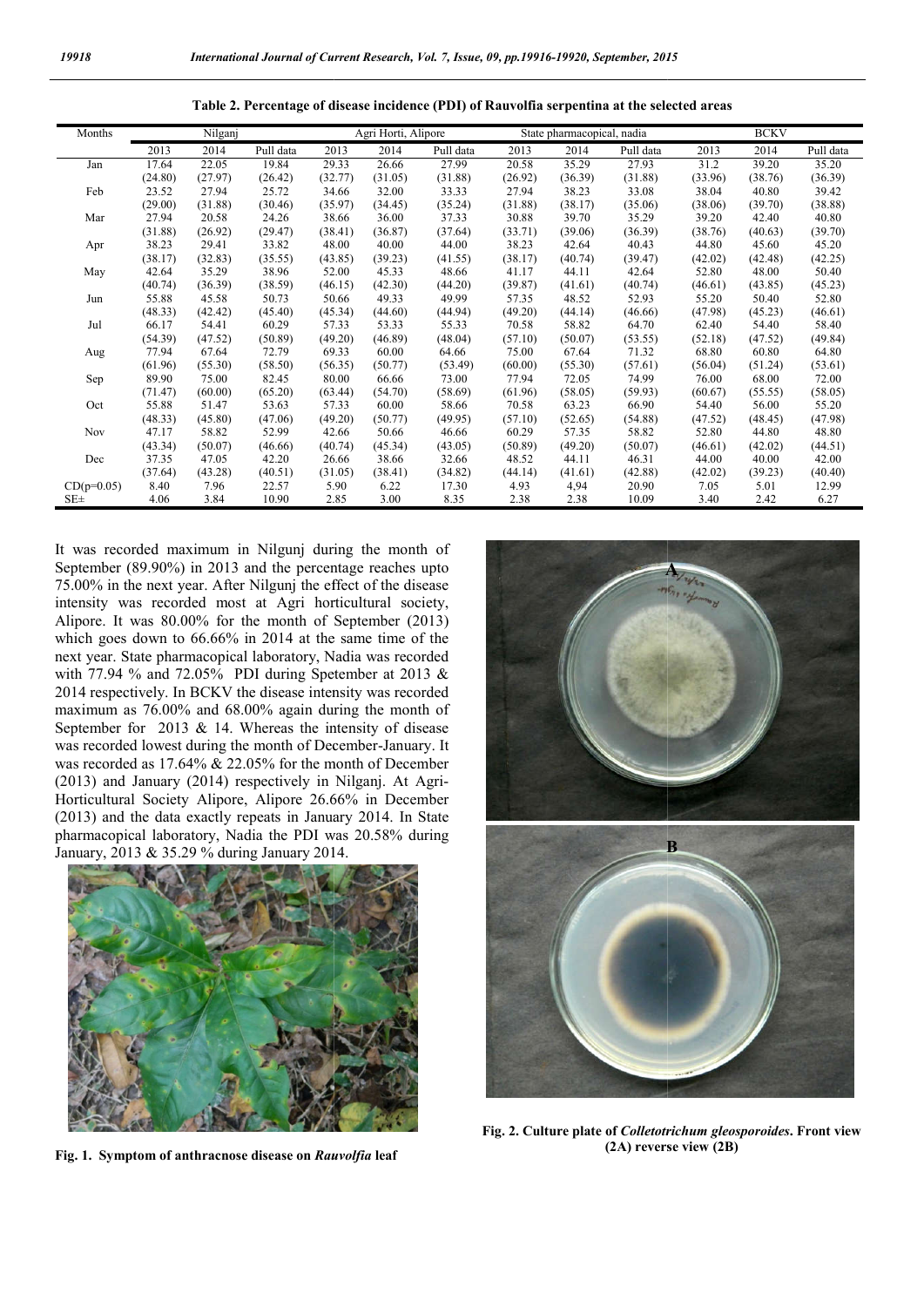**Table 2. Percentage of disease incidence (PDI) of Rauvolfia serpentina at the selected areas**

| Months | Nilganj | | | Agri Horti, Alipore | | | State pharmacopical, nadia | | | BCKV | | |
|---|---|---|---|---|---|---|---|---|---|---|---|---|
| | 2013 | 2014 | Pull data | 2013 | 2014 | Pull data | 2013 | 2014 | Pull data | 2013 | 2014 | Pull data |
| Jan | 17.64 (24.80) | 22.05 (27.97) | 19.84 (26.42) | 29.33 (32.77) | 26.66 (31.05) | 27.99 (31.88) | 20.58 (26.92) | 35.29 (36.39) | 27.93 (31.88) | 31.2 (33.96) | 39.20 (38.76) | 35.20 (36.39) |
| Feb | 23.52 (29.00) | 27.94 (31.88) | 25.72 (30.46) | 34.66 (35.97) | 32.00 (34.45) | 33.33 (35.24) | 27.94 (31.88) | 38.23 (38.17) | 33.08 (35.06) | 38.04 (38.06) | 40.80 (39.70) | 39.42 (38.88) |
| Mar | 27.94 (31.88) | 20.58 (26.92) | 24.26 (29.47) | 38.66 (38.41) | 36.00 (36.87) | 37.33 (37.64) | 30.88 (33.71) | 39.70 (39.06) | 35.29 (36.39) | 39.20 (38.76) | 42.40 (40.63) | 40.80 (39.70) |
| Apr | 38.23 (38.17) | 29.41 (32.83) | 33.82 (35.55) | 48.00 (43.85) | 40.00 (39.23) | 44.00 (41.55) | 38.23 (38.17) | 42.64 (40.74) | 40.43 (39.47) | 44.80 (42.02) | 45.60 (42.48) | 45.20 (42.25) |
| May | 42.64 (40.74) | 35.29 (36.39) | 38.96 (38.59) | 52.00 (46.15) | 45.33 (42.30) | 48.66 (44.20) | 41.17 (39.87) | 44.11 (41.61) | 42.64 (40.74) | 52.80 (46.61) | 48.00 (43.85) | 50.40 (45.23) |
| Jun | 55.88 (48.33) | 45.58 (42.42) | 50.73 (45.40) | 50.66 (45.34) | 49.33 (44.60) | 49.99 (44.94) | 57.35 (49.20) | 48.52 (44.14) | 52.93 (46.66) | 55.20 (47.98) | 50.40 (45.23) | 52.80 (46.61) |
| Jul | 66.17 (54.39) | 54.41 (47.52) | 60.29 (50.89) | 57.33 (49.20) | 53.33 (46.89) | 55.33 (48.04) | 70.58 (57.10) | 58.82 (50.07) | 64.70 (53.55) | 62.40 (52.18) | 54.40 (47.52) | 58.40 (49.84) |
| Aug | 77.94 (61.96) | 67.64 (55.30) | 72.79 (58.50) | 69.33 (56.35) | 60.00 (50.77) | 64.66 (53.49) | 75.00 (60.00) | 67.64 (55.30) | 71.32 (57.61) | 68.80 (56.04) | 60.80 (51.24) | 64.80 (53.61) |
| Sep | 89.90 (71.47) | 75.00 (60.00) | 82.45 (65.20) | 80.00 (63.44) | 66.66 (54.70) | 73.00 (58.69) | 77.94 (61.96) | 72.05 (58.05) | 74.99 (59.93) | 76.00 (60.67) | 68.00 (55.55) | 72.00 (58.05) |
| Oct | 55.88 (48.33) | 51.47 (45.80) | 53.63 (47.06) | 57.33 (49.20) | 60.00 (50.77) | 58.66 (49.95) | 70.58 (57.10) | 63.23 (52.65) | 66.90 (54.88) | 54.40 (47.52) | 56.00 (48.45) | 55.20 (47.98) |
| Nov | 47.17 (43.34) | 58.82 (50.07) | 52.99 (46.66) | 42.66 (40.74) | 50.66 (45.34) | 46.66 (43.05) | 60.29 (50.89) | 57.35 (49.20) | 58.82 (50.07) | 52.80 (46.61) | 44.80 (42.02) | 48.80 (44.51) |
| Dec | 37.35 (37.64) | 47.05 (43.28) | 42.20 (40.51) | 26.66 (31.05) | 38.66 (38.41) | 32.66 (34.82) | 48.52 (44.14) | 44.11 (41.61) | 46.31 (42.88) | 44.00 (42.02) | 40.00 (39.23) | 42.00 (40.40) |
| CD(p=0.05) | 8.40 | 7.96 | 22.57 | 5.90 | 6.22 | 17.30 | 4.93 | 4,94 | 20.90 | 7.05 | 5.01 | 12.99 |
| SE± | 4.06 | 3.84 | 10.90 | 2.85 | 3.00 | 8.35 | 2.38 | 2.38 | 10.09 | 3.40 | 2.42 | 6.27 |

It was recorded maximum in Nilgunj during the month of September (89.90%) in 2013 and the percentage reaches upto 75.00% in the next year. After Nilgunj the effect of the disease intensity was recorded most at Agri horticultural society, Alipore. It was 80.00% for the month of September (2013) which goes down to 66.66% in 2014 at the same time of the next year. State pharmacopical laboratory, Nadia was recorded with 77.94 % and 72.05% PDI during Spetember at 2013 & 2014 respectively. In BCKV the disease intensity was recorded maximum as 76.00% and 68.00% again during the month of September for 2013 & 14. Whereas the intensity of disease was recorded lowest during the month of December-January. It was recorded as 17.64% & 22.05% for the month of December (2013) and January (2014) respectively in Nilganj. At Agri-Horticultural Society Alipore, Alipore 26.66% in December (2013) and the data exactly repeats in January 2014. In State pharmacopical laboratory, Nadia the PDI was 20.58% during January, 2013 & 35.29 % during January 2014.

**Fig. 1. Symptom of anthracnose disease on *Rauvolfia* leaf**

**Fig. 2. Culture plate of *Colletotrichum gleosporoides*. Front view (2A) reverse view (2B)**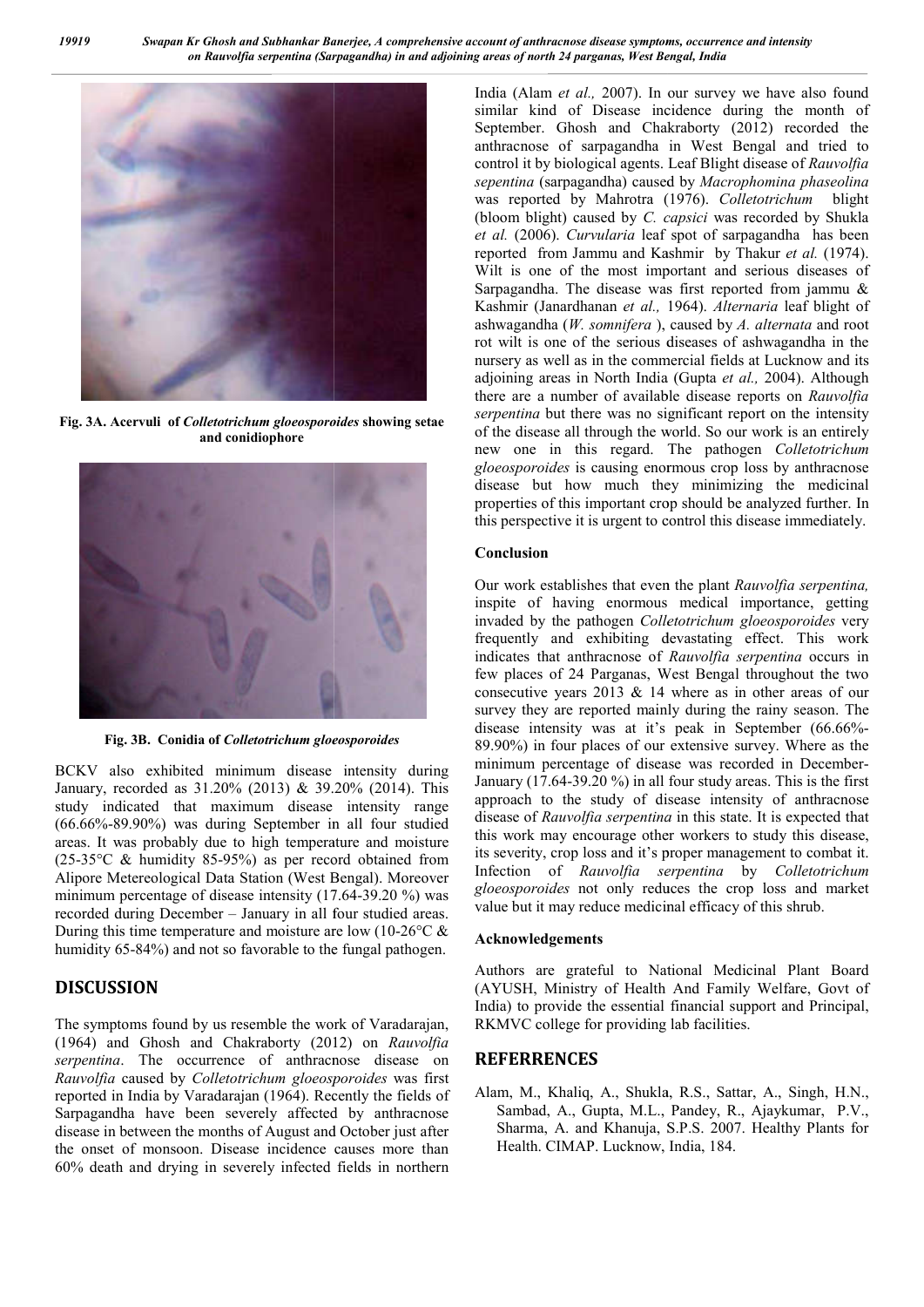Fig. 3A. Acervuli of *Colletotrichum gloeosporoides* showing setae and conidiophore

Fig. 3B. Conidia of *Colletotrichum gloeosporoides*

BCKV also exhibited minimum disease intensity during January, recorded as 31.20% (2013) & 39.20% (2014). This study indicated that maximum disease intensity range (66.66%-89.90%) was during September in all four studied areas. It was probably due to high temperature and moisture (25-35°C & humidity 85-95%) as per record obtained from Alipore Metereological Data Station (West Bengal). Moreover minimum percentage of disease intensity (17.64-39.20 %) was recorded during December – January in all four studied areas. During this time temperature and moisture are low (10-26°C & humidity 65-84%) and not so favorable to the fungal pathogen.

## DISCUSSION

The symptoms found by us resemble the work of Varadarajan, (1964) and Ghosh and Chakraborty (2012) on *Rauvolfia serpentina*. The occurrence of anthracnose disease on *Rauvolfia* caused by *Colletotrichum gloeosporoides* was first reported in India by Varadarajan (1964). Recently the fields of Sarpagandha have been severely affected by anthracnose disease in between the months of August and October just after the onset of monsoon. Disease incidence causes more than 60% death and drying in severely infected fields in northern India (Alam *et al.,* 2007). In our survey we have also found similar kind of Disease incidence during the month of September. Ghosh and Chakraborty (2012) recorded the anthracnose of sarpagandha in West Bengal and tried to control it by biological agents. Leaf Blight disease of *Rauvolfia sepentina* (sarpagandha) caused by *Macrophomina phaseolina* was reported by Mahrotra (1976). *Colletotrichum* blight (bloom blight) caused by *C. capsici* was recorded by Shukla *et al.* (2006). *Curvularia* leaf spot of sarpagandha has been reported from Jammu and Kashmir by Thakur *et al.* (1974). Wilt is one of the most important and serious diseases of Sarpagandha. The disease was first reported from jammu & Kashmir (Janardhanan *et al.,* 1964). *Alternaria* leaf blight of ashwagandha (*W. somnifera* ), caused by *A. alternata* and root rot wilt is one of the serious diseases of ashwagandha in the nursery as well as in the commercial fields at Lucknow and its adjoining areas in North India (Gupta *et al.,* 2004). Although there are a number of available disease reports on *Rauvolfia serpentina* but there was no significant report on the intensity of the disease all through the world. So our work is an entirely new one in this regard. The pathogen *Colletotrichum gloeosporoides* is causing enormous crop loss by anthracnose disease but how much they minimizing the medicinal properties of this important crop should be analyzed further. In this perspective it is urgent to control this disease immediately.

### Conclusion

Our work establishes that even the plant *Rauvolfia serpentina,* inspite of having enormous medical importance, getting invaded by the pathogen *Colletotrichum gloeosporoides* very frequently and exhibiting devastating effect. This work indicates that anthracnose of *Rauvolfia serpentina* occurs in few places of 24 Parganas, West Bengal throughout the two consecutive years 2013 & 14 where as in other areas of our survey they are reported mainly during the rainy season. The disease intensity was at it's peak in September (66.66%-89.90%) in four places of our extensive survey. Where as the minimum percentage of disease was recorded in December-January (17.64-39.20 %) in all four study areas. This is the first approach to the study of disease intensity of anthracnose disease of *Rauvolfia serpentina* in this state. It is expected that this work may encourage other workers to study this disease, its severity, crop loss and it's proper management to combat it. Infection of *Rauvolfia serpentina* by *Colletotrichum gloeosporoides* not only reduces the crop loss and market value but it may reduce medicinal efficacy of this shrub.

### Acknowledgements

Authors are grateful to National Medicinal Plant Board (AYUSH, Ministry of Health And Family Welfare, Govt of India) to provide the essential financial support and Principal, RKMVC college for providing lab facilities.

## REFERRENCES

Alam, M., Khaliq, A., Shukla, R.S., Sattar, A., Singh, H.N., Sambad, A., Gupta, M.L., Pandey, R., Ajaykumar, P.V., Sharma, A. and Khanuja, S.P.S. 2007. Healthy Plants for Health. CIMAP. Lucknow, India, 184.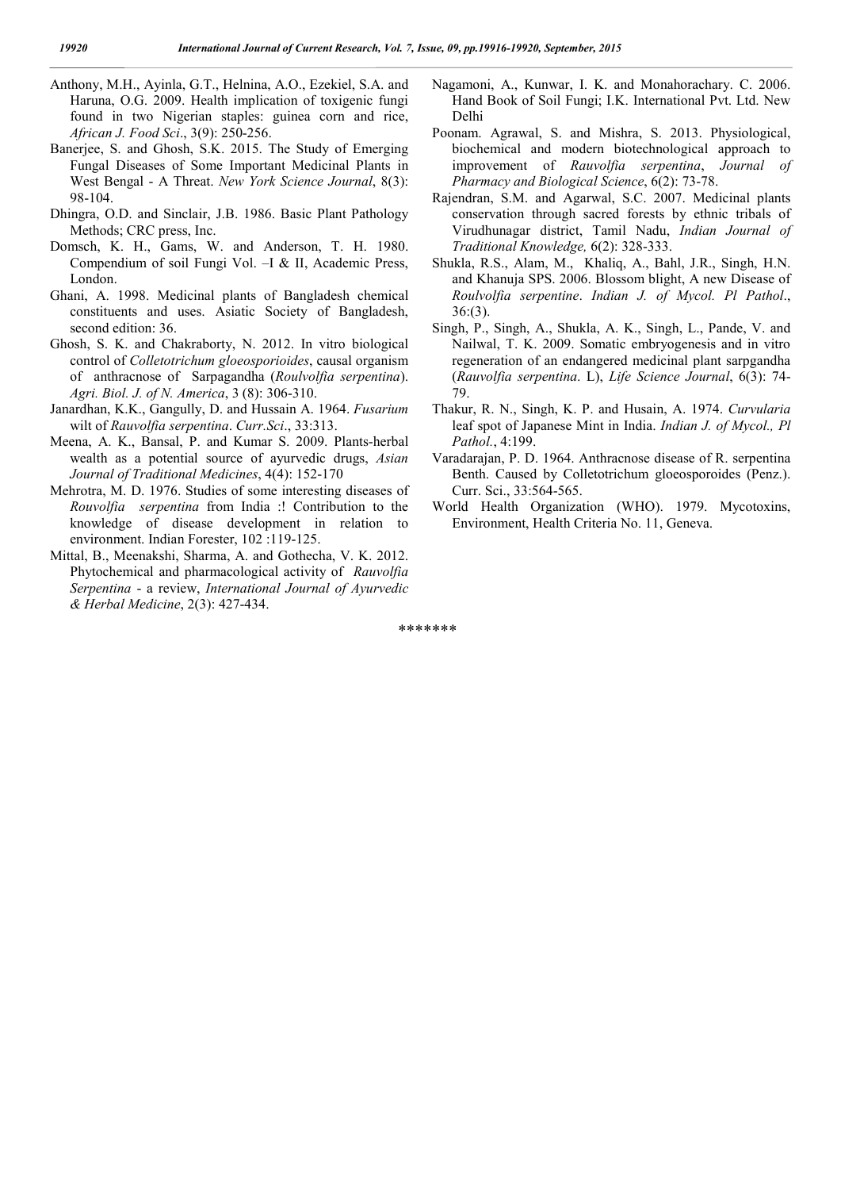Anthony, M.H., Ayinla, G.T., Helnina, A.O., Ezekiel, S.A. and Haruna, O.G. 2009. Health implication of toxigenic fungi found in two Nigerian staples: guinea corn and rice, *African J. Food Sci*., 3(9): 250-256.

Banerjee, S. and Ghosh, S.K. 2015. The Study of Emerging Fungal Diseases of Some Important Medicinal Plants in West Bengal - A Threat. *New York Science Journal*, 8(3): 98-104.

Dhingra, O.D. and Sinclair, J.B. 1986. Basic Plant Pathology Methods; CRC press, Inc.

Domsch, K. H., Gams, W. and Anderson, T. H. 1980. Compendium of soil Fungi Vol. –I & II, Academic Press, London.

Ghani, A. 1998. Medicinal plants of Bangladesh chemical constituents and uses. Asiatic Society of Bangladesh, second edition: 36.

Ghosh, S. K. and Chakraborty, N. 2012. In vitro biological control of *Colletotrichum gloeosporioides*, causal organism of anthracnose of Sarpagandha (*Roulvolfia serpentina*). *Agri. Biol. J. of N. America*, 3 (8): 306-310.

Janardhan, K.K., Gangully, D. and Hussain A. 1964. *Fusarium* wilt of *Rauvolfia serpentina*. *Curr.Sci*., 33:313.

Meena, A. K., Bansal, P. and Kumar S. 2009. Plants-herbal wealth as a potential source of ayurvedic drugs, *Asian Journal of Traditional Medicines*, 4(4): 152-170

Mehrotra, M. D. 1976. Studies of some interesting diseases of *Rouvolfia serpentina* from India :! Contribution to the knowledge of disease development in relation to environment. Indian Forester, 102 :119-125.

Mittal, B., Meenakshi, Sharma, A. and Gothecha, V. K. 2012. Phytochemical and pharmacological activity of *Rauvolfia Serpentina* - a review, *International Journal of Ayurvedic & Herbal Medicine*, 2(3): 427-434.

Nagamoni, A., Kunwar, I. K. and Monahorachary. C. 2006. Hand Book of Soil Fungi; I.K. International Pvt. Ltd. New Delhi

Poonam. Agrawal, S. and Mishra, S. 2013. Physiological, biochemical and modern biotechnological approach to improvement of *Rauvolfia serpentina*, *Journal of Pharmacy and Biological Science*, 6(2): 73-78.

Rajendran, S.M. and Agarwal, S.C. 2007. Medicinal plants conservation through sacred forests by ethnic tribals of Virudhunagar district, Tamil Nadu, *Indian Journal of Traditional Knowledge,* 6(2): 328-333.

Shukla, R.S., Alam, M., Khaliq, A., Bahl, J.R., Singh, H.N. and Khanuja SPS. 2006. Blossom blight, A new Disease of *Roulvolfia serpentine*. *Indian J. of Mycol. Pl Pathol*., 36:(3).

Singh, P., Singh, A., Shukla, A. K., Singh, L., Pande, V. and Nailwal, T. K. 2009. Somatic embryogenesis and in vitro regeneration of an endangered medicinal plant sarpgandha (*Rauvolfia serpentina*. L), *Life Science Journal*, 6(3): 74-79.

Thakur, R. N., Singh, K. P. and Husain, A. 1974. *Curvularia* leaf spot of Japanese Mint in India. *Indian J. of Mycol., Pl Pathol.*, 4:199.

Varadarajan, P. D. 1964. Anthracnose disease of R. serpentina Benth. Caused by Colletotrichum gloeosporoides (Penz.). Curr. Sci., 33:564-565.

World Health Organization (WHO). 1979. Mycotoxins, Environment, Health Criteria No. 11, Geneva.

\*\*\*\*\*\*\*